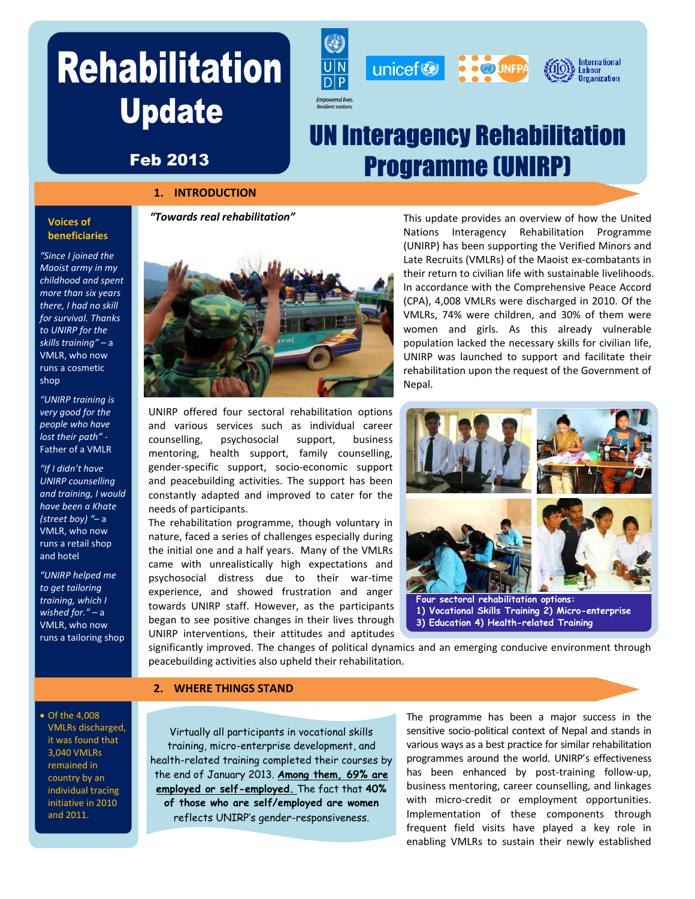# Rehabilitation Update

**Feb 2013**

# UN Interagency Rehabilitation Programme (UNIRP)

## 1. INTRODUCTION

### Voices of beneficiaries

*"Since I joined the Maoist army in my childhood and spent more than six years there, I had no skill for survival. Thanks to UNIRP for the skills training"* – a VMLR, who now runs a cosmetic shop

*"UNIRP training is very good for the people who have lost their path"* - Father of a VMLR

*"If I didn't have UNIRP counselling and training, I would have been a Khate (street boy)"* – a VMLR, who now runs a retail shop and hotel

*"UNIRP helped me to get tailoring training, which I wished for."* – a VMLR, who now runs a tailoring shop

***"Towards real rehabilitation"***

This update provides an overview of how the United Nations Interagency Rehabilitation Programme (UNIRP) has been supporting the Verified Minors and Late Recruits (VMLRs) of the Maoist ex-combatants in their return to civilian life with sustainable livelihoods. In accordance with the Comprehensive Peace Accord (CPA), 4,008 VMLRs were discharged in 2010. Of the VMLRs, 74% were children, and 30% of them were women and girls. As this already vulnerable population lacked the necessary skills for civilian life, UNIRP was launched to support and facilitate their rehabilitation upon the request of the Government of Nepal.

UNIRP offered four sectoral rehabilitation options and various services such as individual career counselling, psychosocial support, business mentoring, health support, family counselling, gender-specific support, socio-economic support and peacebuilding activities. The support has been constantly adapted and improved to cater for the needs of participants.

The rehabilitation programme, though voluntary in nature, faced a series of challenges especially during the initial one and a half years. Many of the VMLRs came with unrealistically high expectations and psychosocial distress due to their war-time experience, and showed frustration and anger towards UNIRP staff. However, as the participants began to see positive changes in their lives through UNIRP interventions, their attitudes and aptitudes significantly improved. The changes of political dynamics and an emerging conducive environment through peacebuilding activities also upheld their rehabilitation.

**Four sectoral rehabilitation options:**
**1) Vocational Skills Training 2) Micro-enterprise 3) Education 4) Health-related Training**

## 2. WHERE THINGS STAND

- Of the 4,008 VMLRs discharged, it was found that 3,040 VMLRs remained in country by an individual tracing initiative in 2010 and 2011.

Virtually all participants in vocational skills training, micro-enterprise development, and health-related training completed their courses by the end of January 2013. **Among them, 69% are employed or self-employed.** The fact that **40% of those who are self/employed are women** reflects UNIRP's gender-responsiveness.

The programme has been a major success in the sensitive socio-political context of Nepal and stands in various ways as a best practice for similar rehabilitation programmes around the world. UNIRP's effectiveness has been enhanced by post-training follow-up, business mentoring, career counselling, and linkages with micro-credit or employment opportunities. Implementation of these components through frequent field visits have played a key role in enabling VMLRs to sustain their newly established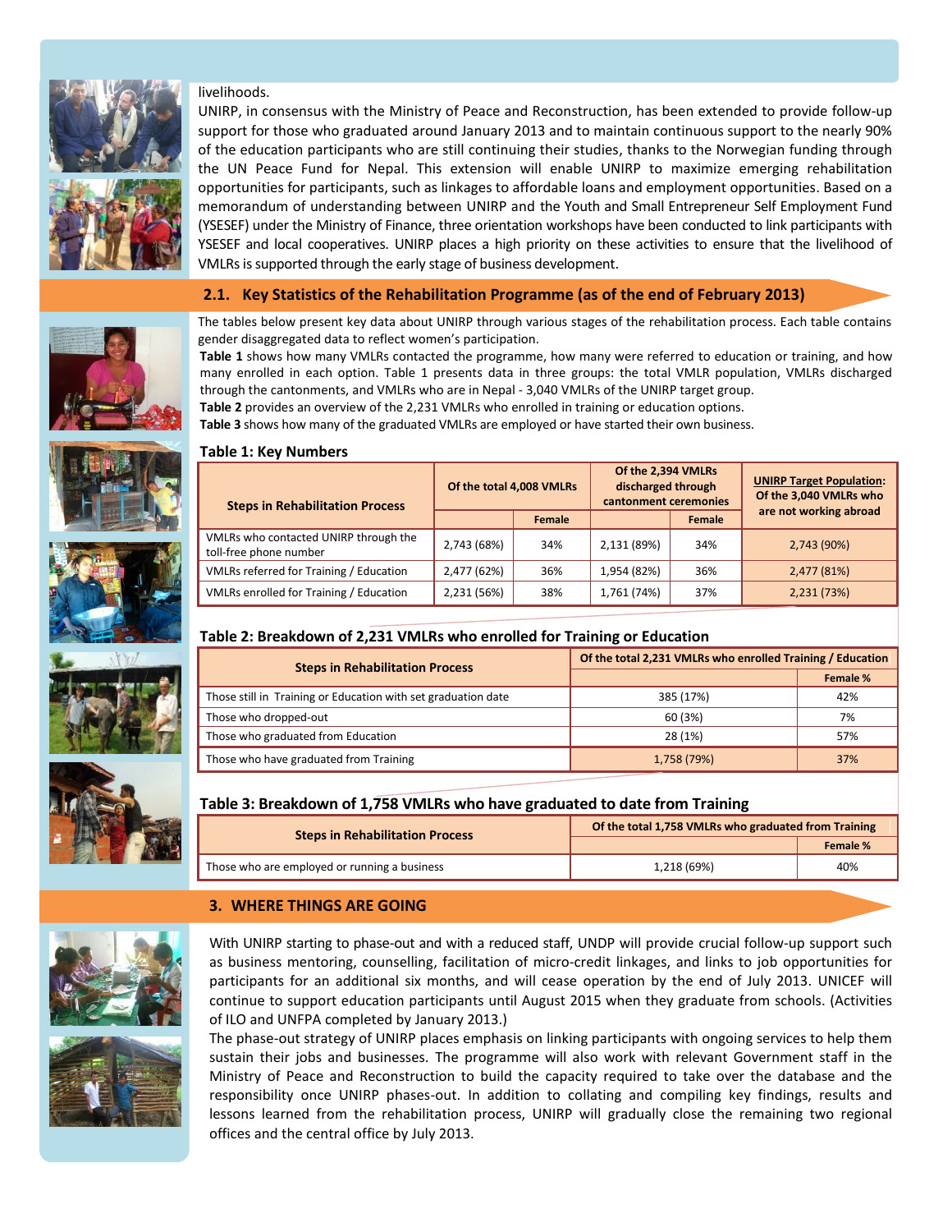livelihoods.

UNIRP, in consensus with the Ministry of Peace and Reconstruction, has been extended to provide follow-up support for those who graduated around January 2013 and to maintain continuous support to the nearly 90% of the education participants who are still continuing their studies, thanks to the Norwegian funding through the UN Peace Fund for Nepal. This extension will enable UNIRP to maximize emerging rehabilitation opportunities for participants, such as linkages to affordable loans and employment opportunities. Based on a memorandum of understanding between UNIRP and the Youth and Small Entrepreneur Self Employment Fund (YSESEF) under the Ministry of Finance, three orientation workshops have been conducted to link participants with YSESEF and local cooperatives. UNIRP places a high priority on these activities to ensure that the livelihood of VMLRs is supported through the early stage of business development.

## 2.1. Key Statistics of the Rehabilitation Programme (as of the end of February 2013)

The tables below present key data about UNIRP through various stages of the rehabilitation process. Each table contains gender disaggregated data to reflect women's participation.

**Table 1** shows how many VMLRs contacted the programme, how many were referred to education or training, and how many enrolled in each option. Table 1 presents data in three groups: the total VMLR population, VMLRs discharged through the cantonments, and VMLRs who are in Nepal - 3,040 VMLRs of the UNIRP target group.

**Table 2** provides an overview of the 2,231 VMLRs who enrolled in training or education options.

**Table 3** shows how many of the graduated VMLRs are employed or have started their own business.

### Table 1: Key Numbers

| Steps in Rehabilitation Process | Of the total 4,008 VMLRs | | Of the 2,394 VMLRs discharged through cantonment ceremonies | | UNIRP Target Population: Of the 3,040 VMLRs who are not working abroad |
|---|---|---|---|---|---|
| | | Female | | Female | |
| VMLRs who contacted UNIRP through the toll-free phone number | 2,743 (68%) | 34% | 2,131 (89%) | 34% | 2,743 (90%) |
| VMLRs referred for Training / Education | 2,477 (62%) | 36% | 1,954 (82%) | 36% | 2,477 (81%) |
| VMLRs enrolled for Training / Education | 2,231 (56%) | 38% | 1,761 (74%) | 37% | 2,231 (73%) |

### Table 2: Breakdown of 2,231 VMLRs who enrolled for Training or Education

| Steps in Rehabilitation Process | Of the total 2,231 VMLRs who enrolled Training / Education | |
|---|---|---|
| | | Female % |
| Those still in Training or Education with set graduation date | 385 (17%) | 42% |
| Those who dropped-out | 60 (3%) | 7% |
| Those who graduated from Education | 28 (1%) | 57% |
| Those who have graduated from Training | 1,758 (79%) | 37% |

### Table 3: Breakdown of 1,758 VMLRs who have graduated to date from Training

| Steps in Rehabilitation Process | Of the total 1,758 VMLRs who graduated from Training | |
|---|---|---|
| | | Female % |
| Those who are employed or running a business | 1,218 (69%) | 40% |

## 3. WHERE THINGS ARE GOING

With UNIRP starting to phase-out and with a reduced staff, UNDP will provide crucial follow-up support such as business mentoring, counselling, facilitation of micro-credit linkages, and links to job opportunities for participants for an additional six months, and will cease operation by the end of July 2013. UNICEF will continue to support education participants until August 2015 when they graduate from schools. (Activities of ILO and UNFPA completed by January 2013.)

The phase-out strategy of UNIRP places emphasis on linking participants with ongoing services to help them sustain their jobs and businesses. The programme will also work with relevant Government staff in the Ministry of Peace and Reconstruction to build the capacity required to take over the database and the responsibility once UNIRP phases-out. In addition to collating and compiling key findings, results and lessons learned from the rehabilitation process, UNIRP will gradually close the remaining two regional offices and the central office by July 2013.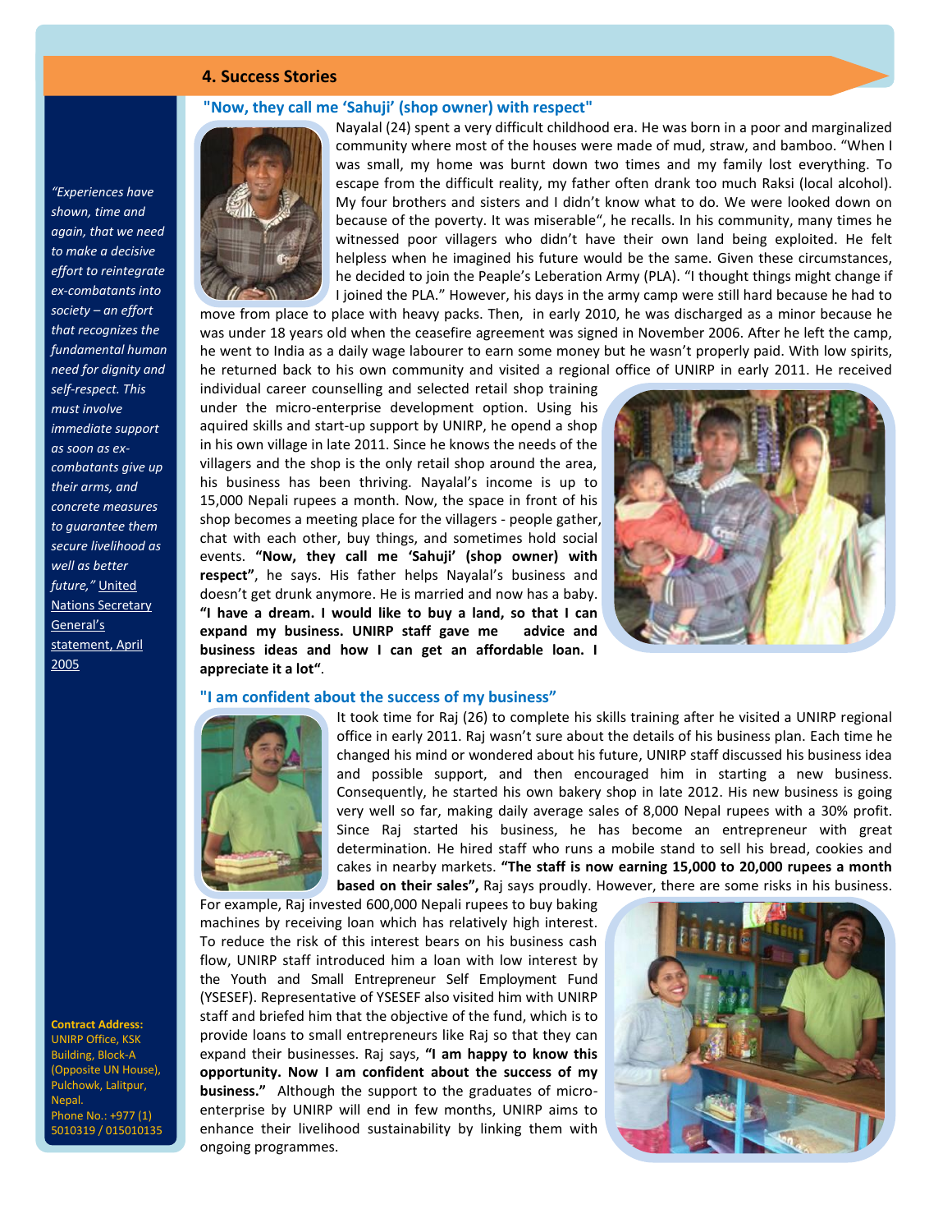## 4. Success Stories

### "Now, they call me 'Sahuji' (shop owner) with respect"

Nayalal (24) spent a very difficult childhood era. He was born in a poor and marginalized community where most of the houses were made of mud, straw, and bamboo. "When I was small, my home was burnt down two times and my family lost everything. To escape from the difficult reality, my father often drank too much Raksi (local alcohol). My four brothers and sisters and I didn't know what to do. We were looked down on because of the poverty. It was miserable", he recalls. In his community, many times he witnessed poor villagers who didn't have their own land being exploited. He felt helpless when he imagined his future would be the same. Given these circumstances, he decided to join the Peaple's Leberation Army (PLA). "I thought things might change if I joined the PLA." However, his days in the army camp were still hard because he had to move from place to place with heavy packs. Then, in early 2010, he was discharged as a minor because he was under 18 years old when the ceasefire agreement was signed in November 2006. After he left the camp, he went to India as a daily wage labourer to earn some money but he wasn't properly paid. With low spirits, he returned back to his own community and visited a regional office of UNIRP in early 2011. He received individual career counselling and selected retail shop training under the micro-enterprise development option. Using his aquired skills and start-up support by UNIRP, he opend a shop in his own village in late 2011. Since he knows the needs of the villagers and the shop is the only retail shop around the area, his business has been thriving. Nayalal's income is up to 15,000 Nepali rupees a month. Now, the space in front of his shop becomes a meeting place for the villagers - people gather, chat with each other, buy things, and sometimes hold social events. **"Now, they call me 'Sahuji' (shop owner) with respect"**, he says. His father helps Nayalal's business and doesn't get drunk anymore. He is married and now has a baby. **"I have a dream. I would like to buy a land, so that I can expand my business. UNIRP staff gave me advice and business ideas and how I can get an affordable loan. I appreciate it a lot"**.

### "I am confident about the success of my business"

It took time for Raj (26) to complete his skills training after he visited a UNIRP regional office in early 2011. Raj wasn't sure about the details of his business plan. Each time he changed his mind or wondered about his future, UNIRP staff discussed his business idea and possible support, and then encouraged him in starting a new business. Consequently, he started his own bakery shop in late 2012. His new business is going very well so far, making daily average sales of 8,000 Nepal rupees with a 30% profit. Since Raj started his business, he has become an entrepreneur with great determination. He hired staff who runs a mobile stand to sell his bread, cookies and cakes in nearby markets. **"The staff is now earning 15,000 to 20,000 rupees a month based on their sales",** Raj says proudly. However, there are some risks in his business. For example, Raj invested 600,000 Nepali rupees to buy baking machines by receiving loan which has relatively high interest. To reduce the risk of this interest bears on his business cash flow, UNIRP staff introduced him a loan with low interest by the Youth and Small Entrepreneur Self Employment Fund (YSESEF). Representative of YSESEF also visited him with UNIRP staff and briefed him that the objective of the fund, which is to provide loans to small entrepreneurs like Raj so that they can expand their businesses. Raj says, **"I am happy to know this opportunity. Now I am confident about the success of my business."** Although the support to the graduates of micro-enterprise by UNIRP will end in few months, UNIRP aims to enhance their livelihood sustainability by linking them with ongoing programmes.

*"Experiences have shown, time and again, that we need to make a decisive effort to reintegrate ex-combatants into society – an effort that recognizes the fundamental human need for dignity and self-respect. This must involve immediate support as soon as ex-combatants give up their arms, and concrete measures to guarantee them secure livelihood as well as better future,"* United Nations Secretary General's statement, April 2005

**Contract Address:**
UNIRP Office, KSK Building, Block-A (Opposite UN House), Pulchowk, Lalitpur, Nepal.
Phone No.: +977 (1) 5010319 / 015010135